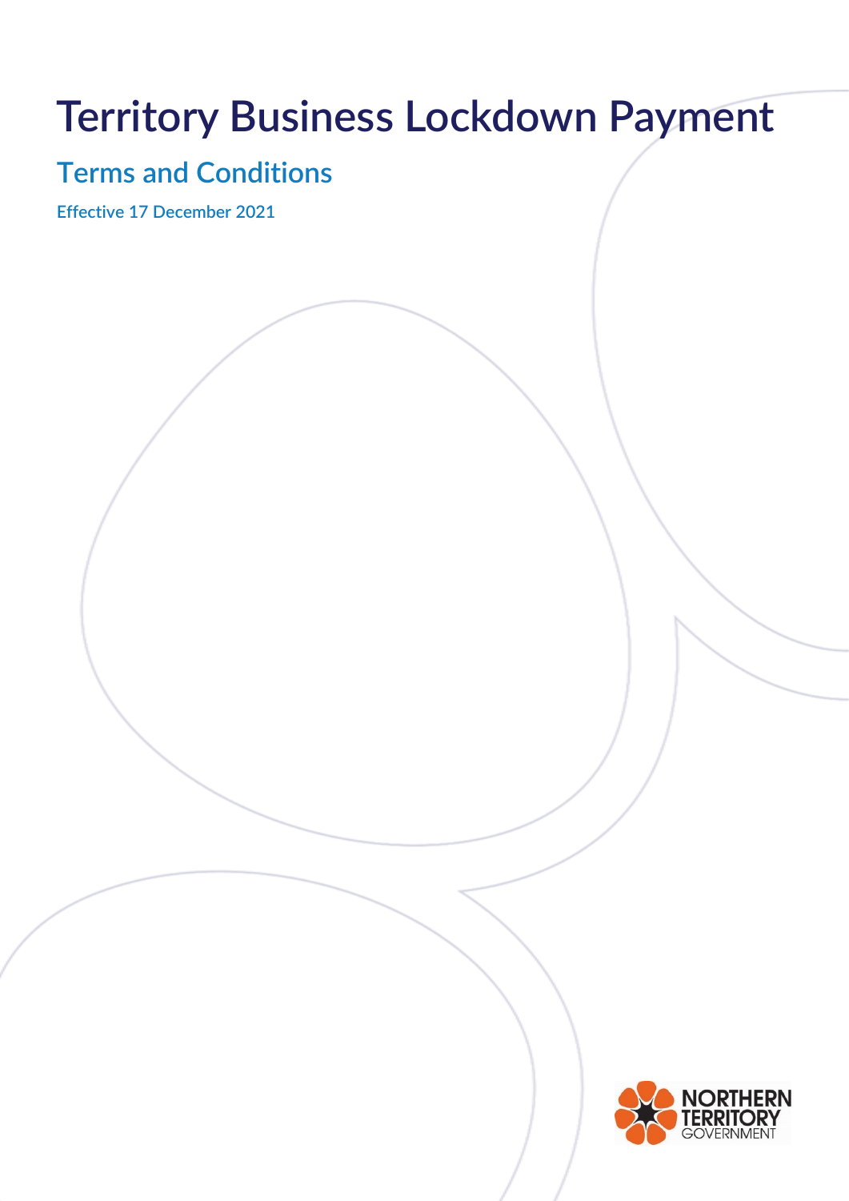# Territory Business Lockdown Payment

## Terms and Conditions

**Effective 17 December 2021**

NORTHERN TERRITORY GOVERNMENT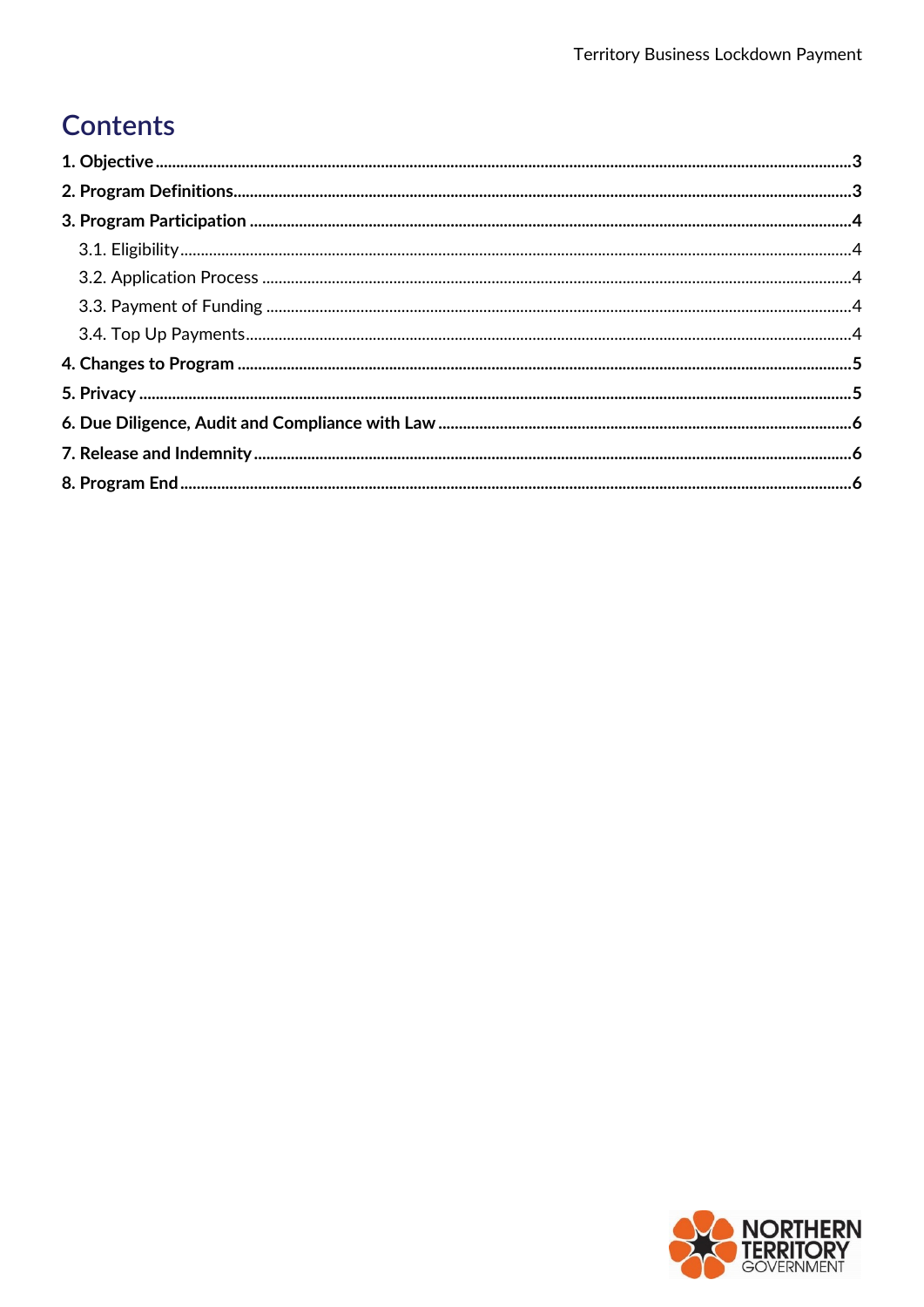# Contents

**1. Objective** .......... **3**

**2. Program Definitions** .......... **3**

**3. Program Participation** .......... **4**

3.1. Eligibility .......... 4

3.2. Application Process .......... 4

3.3. Payment of Funding .......... 4

3.4. Top Up Payments .......... 4

**4. Changes to Program** .......... **5**

**5. Privacy** .......... **5**

**6. Due Diligence, Audit and Compliance with Law** .......... **6**

**7. Release and Indemnity** .......... **6**

**8. Program End** .......... **6**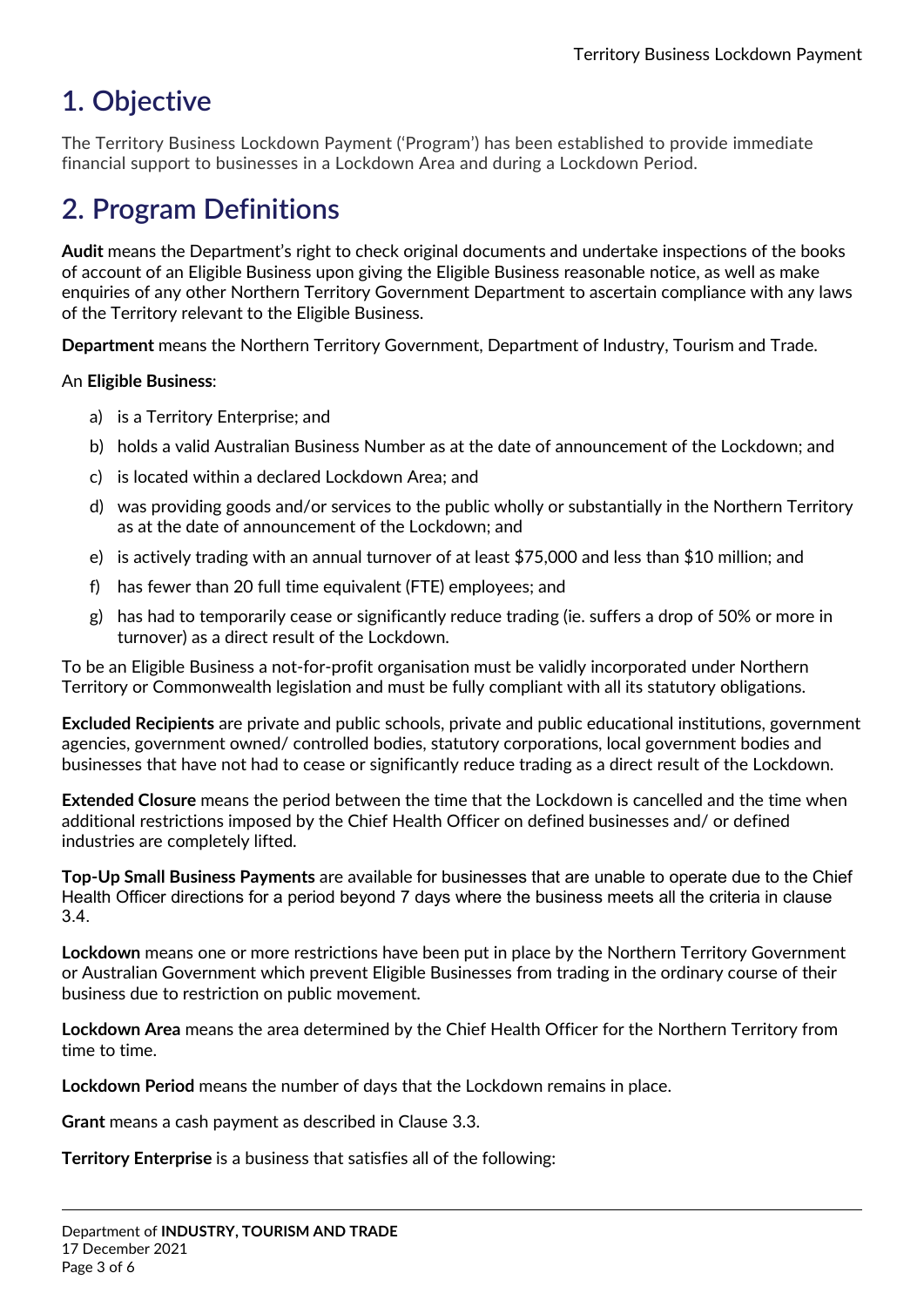# 1. Objective

The Territory Business Lockdown Payment ('Program') has been established to provide immediate financial support to businesses in a Lockdown Area and during a Lockdown Period.

# 2. Program Definitions

**Audit** means the Department's right to check original documents and undertake inspections of the books of account of an Eligible Business upon giving the Eligible Business reasonable notice, as well as make enquiries of any other Northern Territory Government Department to ascertain compliance with any laws of the Territory relevant to the Eligible Business.

**Department** means the Northern Territory Government, Department of Industry, Tourism and Trade.

An **Eligible Business**:

a) is a Territory Enterprise; and

b) holds a valid Australian Business Number as at the date of announcement of the Lockdown; and

c) is located within a declared Lockdown Area; and

d) was providing goods and/or services to the public wholly or substantially in the Northern Territory as at the date of announcement of the Lockdown; and

e) is actively trading with an annual turnover of at least $75,000 and less than $10 million; and

f) has fewer than 20 full time equivalent (FTE) employees; and

g) has had to temporarily cease or significantly reduce trading (ie. suffers a drop of 50% or more in turnover) as a direct result of the Lockdown.

To be an Eligible Business a not-for-profit organisation must be validly incorporated under Northern Territory or Commonwealth legislation and must be fully compliant with all its statutory obligations.

**Excluded Recipients** are private and public schools, private and public educational institutions, government agencies, government owned/ controlled bodies, statutory corporations, local government bodies and businesses that have not had to cease or significantly reduce trading as a direct result of the Lockdown.

**Extended Closure** means the period between the time that the Lockdown is cancelled and the time when additional restrictions imposed by the Chief Health Officer on defined businesses and/ or defined industries are completely lifted.

**Top-Up Small Business Payments** are available for businesses that are unable to operate due to the Chief Health Officer directions for a period beyond 7 days where the business meets all the criteria in clause 3.4.

**Lockdown** means one or more restrictions have been put in place by the Northern Territory Government or Australian Government which prevent Eligible Businesses from trading in the ordinary course of their business due to restriction on public movement.

**Lockdown Area** means the area determined by the Chief Health Officer for the Northern Territory from time to time.

**Lockdown Period** means the number of days that the Lockdown remains in place.

**Grant** means a cash payment as described in Clause 3.3.

**Territory Enterprise** is a business that satisfies all of the following: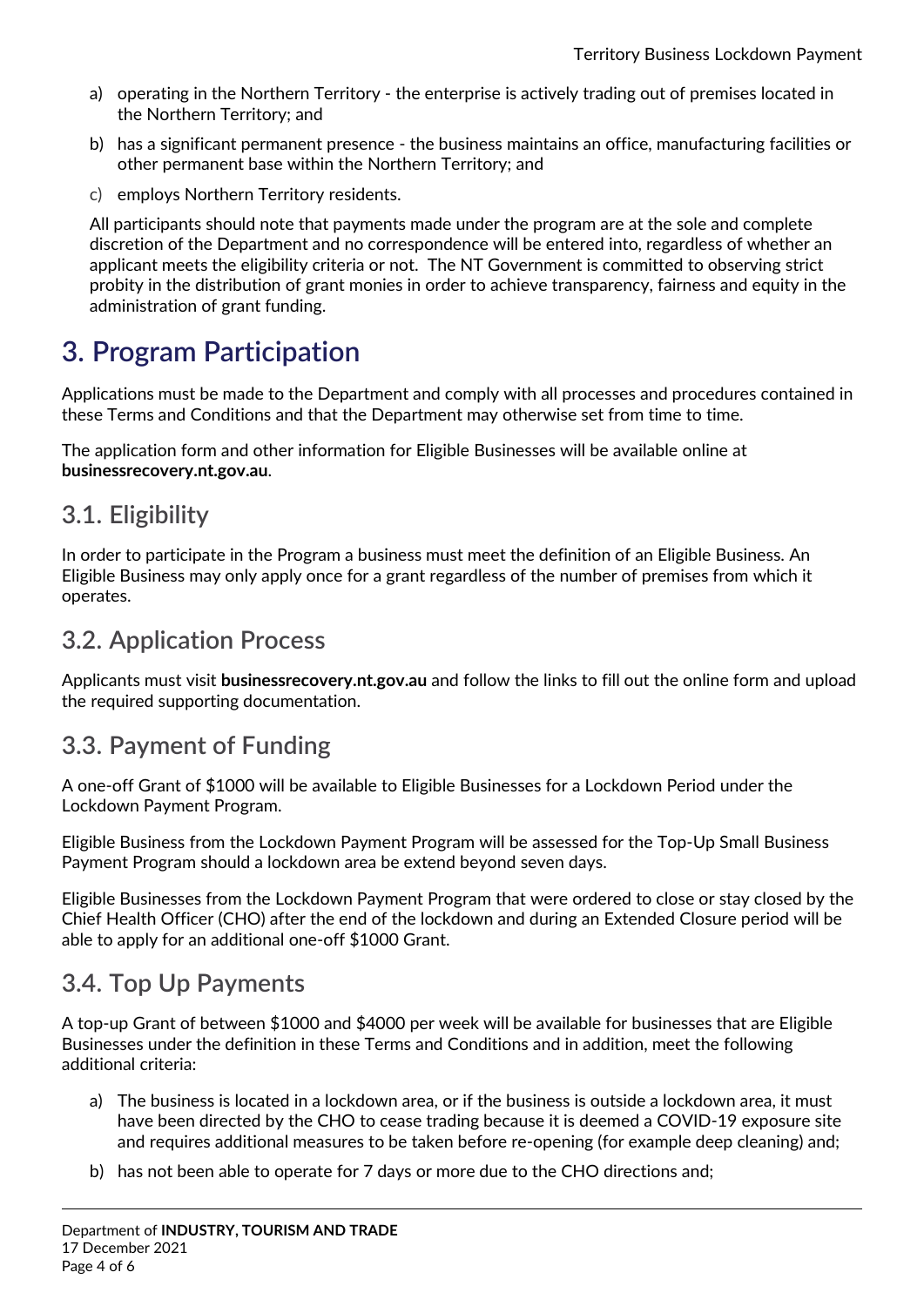a) operating in the Northern Territory - the enterprise is actively trading out of premises located in the Northern Territory; and

b) has a significant permanent presence - the business maintains an office, manufacturing facilities or other permanent base within the Northern Territory; and

c) employs Northern Territory residents.

All participants should note that payments made under the program are at the sole and complete discretion of the Department and no correspondence will be entered into, regardless of whether an applicant meets the eligibility criteria or not. The NT Government is committed to observing strict probity in the distribution of grant monies in order to achieve transparency, fairness and equity in the administration of grant funding.

# 3. Program Participation

Applications must be made to the Department and comply with all processes and procedures contained in these Terms and Conditions and that the Department may otherwise set from time to time.

The application form and other information for Eligible Businesses will be available online at **businessrecovery.nt.gov.au**.

## 3.1. Eligibility

In order to participate in the Program a business must meet the definition of an Eligible Business. An Eligible Business may only apply once for a grant regardless of the number of premises from which it operates.

## 3.2. Application Process

Applicants must visit **businessrecovery.nt.gov.au** and follow the links to fill out the online form and upload the required supporting documentation.

## 3.3. Payment of Funding

A one-off Grant of $1000 will be available to Eligible Businesses for a Lockdown Period under the Lockdown Payment Program.

Eligible Business from the Lockdown Payment Program will be assessed for the Top-Up Small Business Payment Program should a lockdown area be extend beyond seven days.

Eligible Businesses from the Lockdown Payment Program that were ordered to close or stay closed by the Chief Health Officer (CHO) after the end of the lockdown and during an Extended Closure period will be able to apply for an additional one-off $1000 Grant.

## 3.4. Top Up Payments

A top-up Grant of between $1000 and $4000 per week will be available for businesses that are Eligible Businesses under the definition in these Terms and Conditions and in addition, meet the following additional criteria:

a) The business is located in a lockdown area, or if the business is outside a lockdown area, it must have been directed by the CHO to cease trading because it is deemed a COVID-19 exposure site and requires additional measures to be taken before re-opening (for example deep cleaning) and;

b) has not been able to operate for 7 days or more due to the CHO directions and;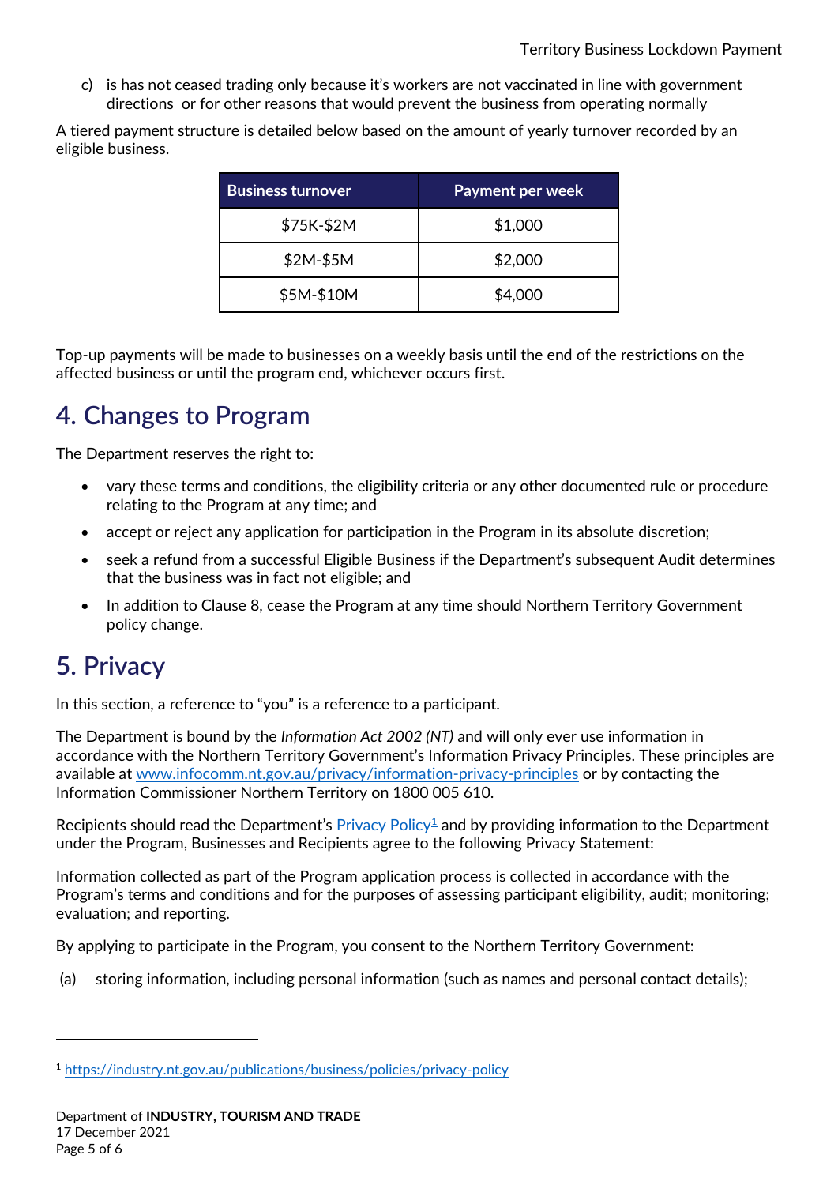c) is has not ceased trading only because it's workers are not vaccinated in line with government directions or for other reasons that would prevent the business from operating normally

A tiered payment structure is detailed below based on the amount of yearly turnover recorded by an eligible business.

| Business turnover | Payment per week |
|---|---|
| $75K-$2M | $1,000 |
| $2M-$5M | $2,000 |
| $5M-$10M | $4,000 |

Top-up payments will be made to businesses on a weekly basis until the end of the restrictions on the affected business or until the program end, whichever occurs first.

# 4. Changes to Program

The Department reserves the right to:

- vary these terms and conditions, the eligibility criteria or any other documented rule or procedure relating to the Program at any time; and
- accept or reject any application for participation in the Program in its absolute discretion;
- seek a refund from a successful Eligible Business if the Department's subsequent Audit determines that the business was in fact not eligible; and
- In addition to Clause 8, cease the Program at any time should Northern Territory Government policy change.

# 5. Privacy

In this section, a reference to "you" is a reference to a participant.

The Department is bound by the *Information Act 2002 (NT)* and will only ever use information in accordance with the Northern Territory Government's Information Privacy Principles. These principles are available at www.infocomm.nt.gov.au/privacy/information-privacy-principles or by contacting the Information Commissioner Northern Territory on 1800 005 610.

Recipients should read the Department's Privacy Policy[1] and by providing information to the Department under the Program, Businesses and Recipients agree to the following Privacy Statement:

Information collected as part of the Program application process is collected in accordance with the Program's terms and conditions and for the purposes of assessing participant eligibility, audit; monitoring; evaluation; and reporting.

By applying to participate in the Program, you consent to the Northern Territory Government:

(a) storing information, including personal information (such as names and personal contact details);

[1] https://industry.nt.gov.au/publications/business/policies/privacy-policy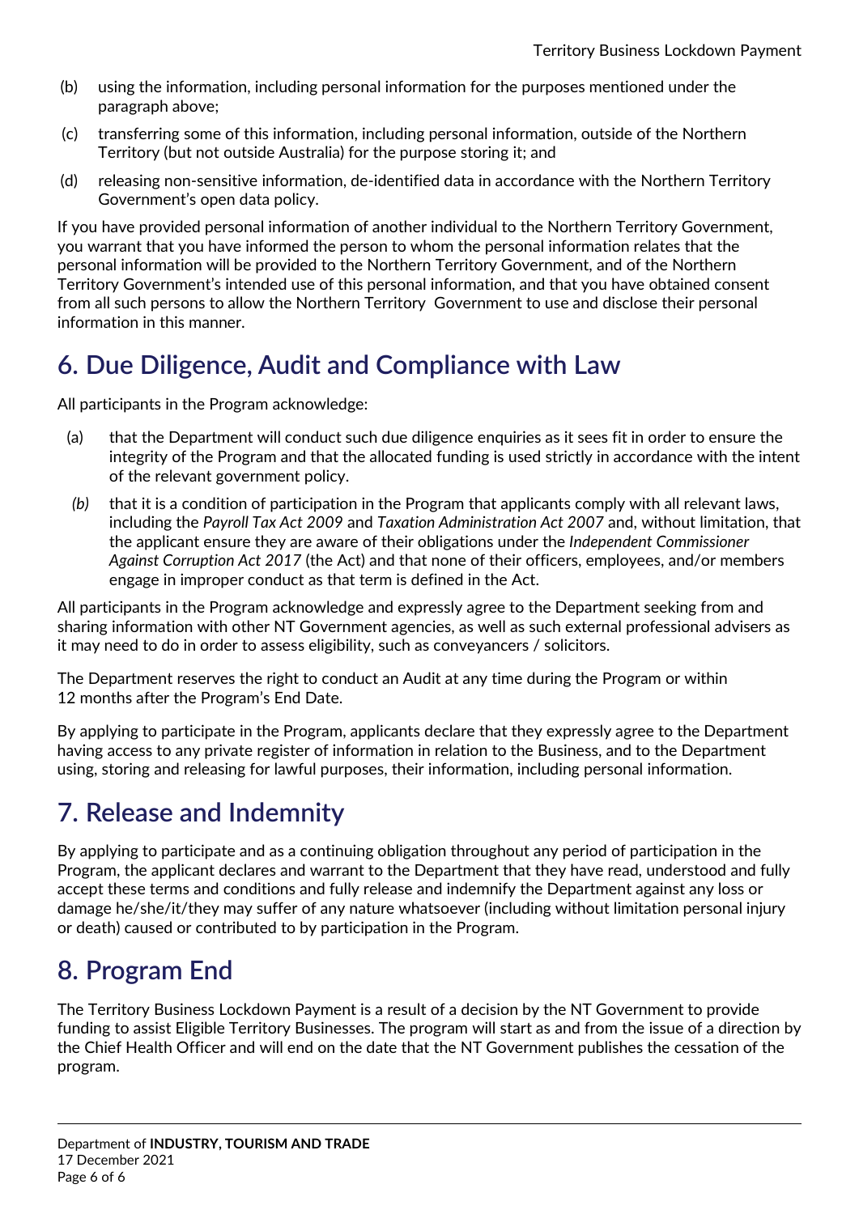(b) using the information, including personal information for the purposes mentioned under the paragraph above;

(c) transferring some of this information, including personal information, outside of the Northern Territory (but not outside Australia) for the purpose storing it; and

(d) releasing non-sensitive information, de-identified data in accordance with the Northern Territory Government's open data policy.

If you have provided personal information of another individual to the Northern Territory Government, you warrant that you have informed the person to whom the personal information relates that the personal information will be provided to the Northern Territory Government, and of the Northern Territory Government's intended use of this personal information, and that you have obtained consent from all such persons to allow the Northern Territory Government to use and disclose their personal information in this manner.

## 6. Due Diligence, Audit and Compliance with Law

All participants in the Program acknowledge:

(a) that the Department will conduct such due diligence enquiries as it sees fit in order to ensure the integrity of the Program and that the allocated funding is used strictly in accordance with the intent of the relevant government policy.

*(b)* that it is a condition of participation in the Program that applicants comply with all relevant laws, including the *Payroll Tax Act 2009* and *Taxation Administration Act 2007* and, without limitation, that the applicant ensure they are aware of their obligations under the *Independent Commissioner Against Corruption Act 2017* (the Act) and that none of their officers, employees, and/or members engage in improper conduct as that term is defined in the Act.

All participants in the Program acknowledge and expressly agree to the Department seeking from and sharing information with other NT Government agencies, as well as such external professional advisers as it may need to do in order to assess eligibility, such as conveyancers / solicitors.

The Department reserves the right to conduct an Audit at any time during the Program or within 12 months after the Program's End Date.

By applying to participate in the Program, applicants declare that they expressly agree to the Department having access to any private register of information in relation to the Business, and to the Department using, storing and releasing for lawful purposes, their information, including personal information.

## 7. Release and Indemnity

By applying to participate and as a continuing obligation throughout any period of participation in the Program, the applicant declares and warrant to the Department that they have read, understood and fully accept these terms and conditions and fully release and indemnify the Department against any loss or damage he/she/it/they may suffer of any nature whatsoever (including without limitation personal injury or death) caused or contributed to by participation in the Program.

## 8. Program End

The Territory Business Lockdown Payment is a result of a decision by the NT Government to provide funding to assist Eligible Territory Businesses. The program will start as and from the issue of a direction by the Chief Health Officer and will end on the date that the NT Government publishes the cessation of the program.